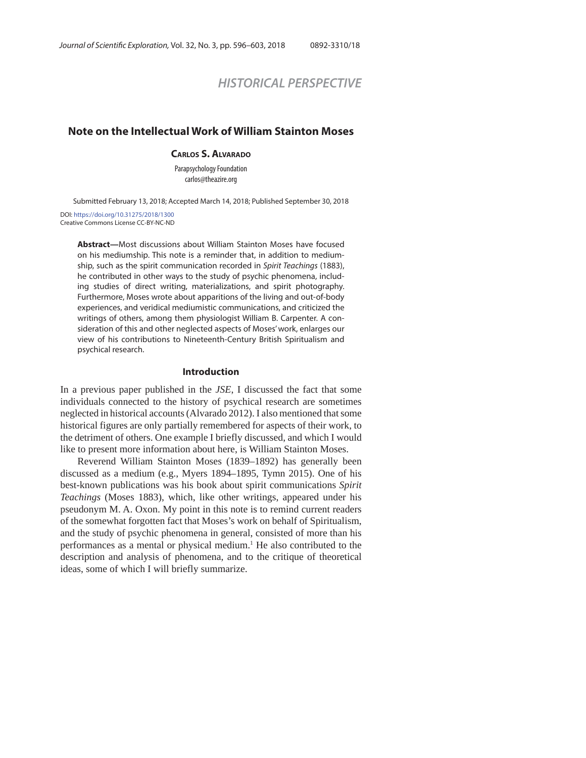HISTORICAL PERSPECTIVE

# Note on the Intellectual Work of William Stainton Moses

**Carlos S. Alvarado**

Parapsychology Foundation
carlos@theazire.org

Submitted February 13, 2018; Accepted March 14, 2018; Published September 30, 2018

DOI: https://doi.org/10.31275/2018/1300
Creative Commons License CC-BY-NC-ND

**Abstract—**Most discussions about William Stainton Moses have focused on his mediumship. This note is a reminder that, in addition to mediumship, such as the spirit communication recorded in *Spirit Teachings* (1883), he contributed in other ways to the study of psychic phenomena, including studies of direct writing, materializations, and spirit photography. Furthermore, Moses wrote about apparitions of the living and out-of-body experiences, and veridical mediumistic communications, and criticized the writings of others, among them physiologist William B. Carpenter. A consideration of this and other neglected aspects of Moses' work, enlarges our view of his contributions to Nineteenth-Century British Spiritualism and psychical research.

## Introduction

In a previous paper published in the *JSE*, I discussed the fact that some individuals connected to the history of psychical research are sometimes neglected in historical accounts (Alvarado 2012). I also mentioned that some historical figures are only partially remembered for aspects of their work, to the detriment of others. One example I briefly discussed, and which I would like to present more information about here, is William Stainton Moses.

Reverend William Stainton Moses (1839–1892) has generally been discussed as a medium (e.g., Myers 1894–1895, Tymn 2015). One of his best-known publications was his book about spirit communications *Spirit Teachings* (Moses 1883), which, like other writings, appeared under his pseudonym M. A. Oxon. My point in this note is to remind current readers of the somewhat forgotten fact that Moses's work on behalf of Spiritualism, and the study of psychic phenomena in general, consisted of more than his performances as a mental or physical medium.[1] He also contributed to the description and analysis of phenomena, and to the critique of theoretical ideas, some of which I will briefly summarize.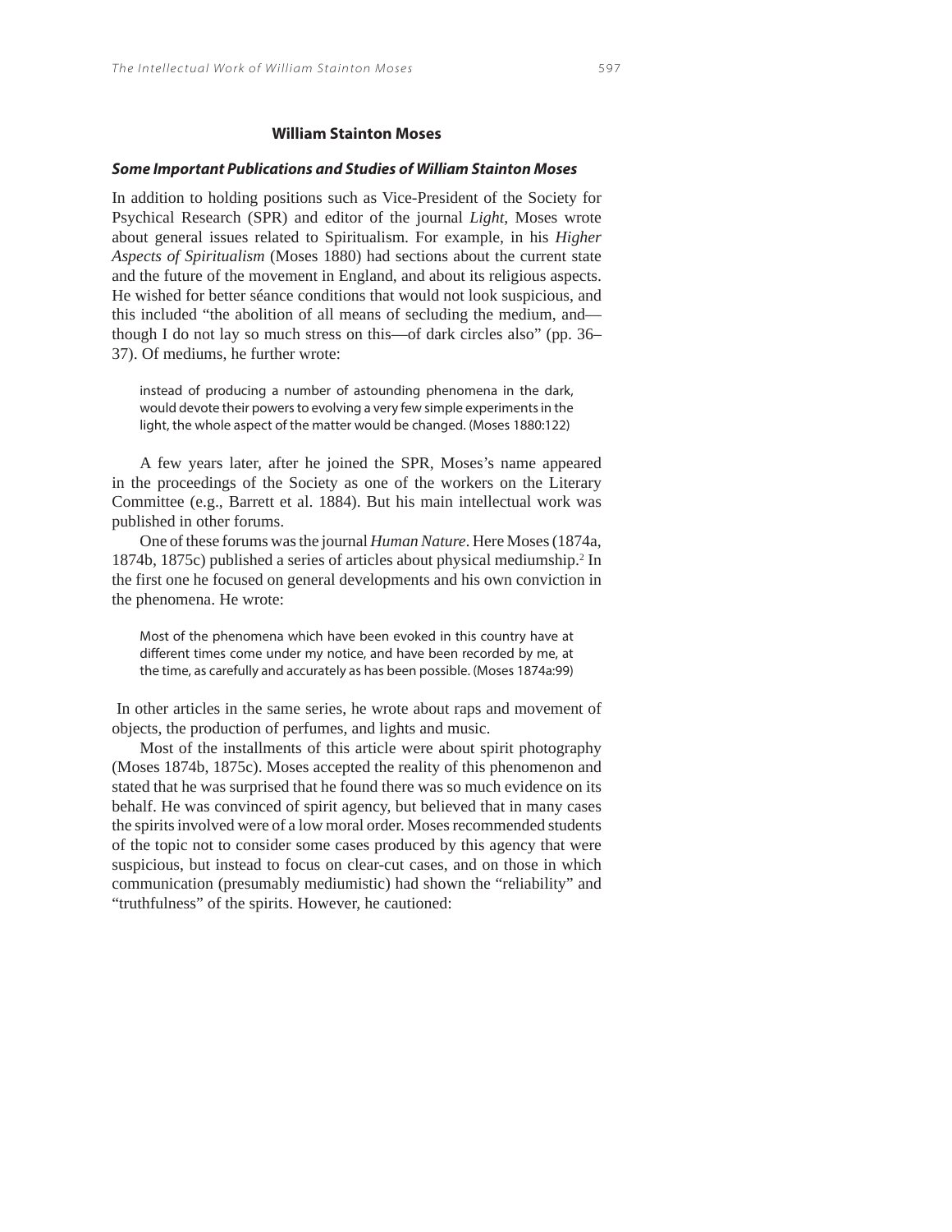## William Stainton Moses

### *Some Important Publications and Studies of William Stainton Moses*

In addition to holding positions such as Vice-President of the Society for Psychical Research (SPR) and editor of the journal *Light*, Moses wrote about general issues related to Spiritualism. For example, in his *Higher Aspects of Spiritualism* (Moses 1880) had sections about the current state and the future of the movement in England, and about its religious aspects. He wished for better séance conditions that would not look suspicious, and this included "the abolition of all means of secluding the medium, and—though I do not lay so much stress on this—of dark circles also" (pp. 36–37). Of mediums, he further wrote:

> instead of producing a number of astounding phenomena in the dark, would devote their powers to evolving a very few simple experiments in the light, the whole aspect of the matter would be changed. (Moses 1880:122)

A few years later, after he joined the SPR, Moses's name appeared in the proceedings of the Society as one of the workers on the Literary Committee (e.g., Barrett et al. 1884). But his main intellectual work was published in other forums.

One of these forums was the journal *Human Nature*. Here Moses (1874a, 1874b, 1875c) published a series of articles about physical mediumship.[2] In the first one he focused on general developments and his own conviction in the phenomena. He wrote:

> Most of the phenomena which have been evoked in this country have at different times come under my notice, and have been recorded by me, at the time, as carefully and accurately as has been possible. (Moses 1874a:99)

In other articles in the same series, he wrote about raps and movement of objects, the production of perfumes, and lights and music.

Most of the installments of this article were about spirit photography (Moses 1874b, 1875c). Moses accepted the reality of this phenomenon and stated that he was surprised that he found there was so much evidence on its behalf. He was convinced of spirit agency, but believed that in many cases the spirits involved were of a low moral order. Moses recommended students of the topic not to consider some cases produced by this agency that were suspicious, but instead to focus on clear-cut cases, and on those in which communication (presumably mediumistic) had shown the "reliability" and "truthfulness" of the spirits. However, he cautioned: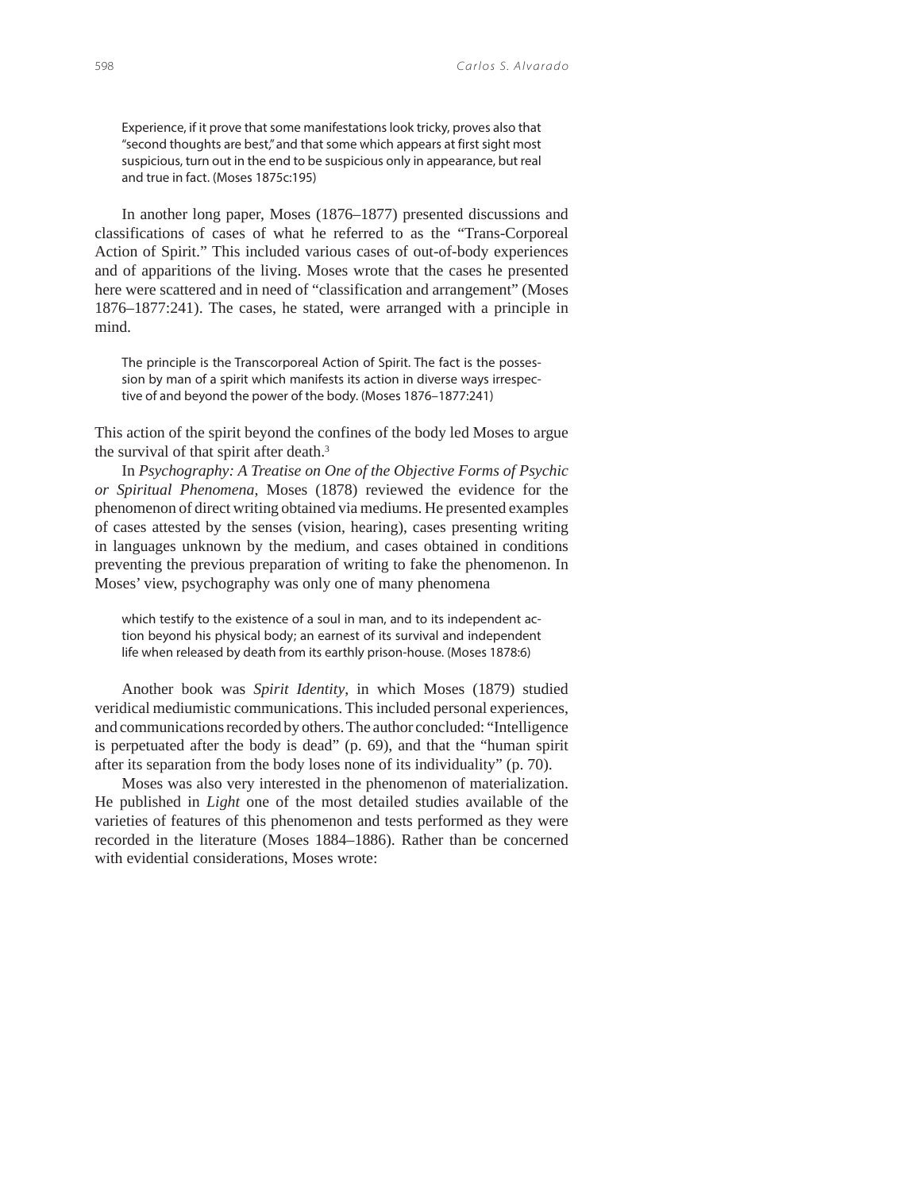> Experience, if it prove that some manifestations look tricky, proves also that "second thoughts are best," and that some which appears at first sight most suspicious, turn out in the end to be suspicious only in appearance, but real and true in fact. (Moses 1875c:195)

In another long paper, Moses (1876–1877) presented discussions and classifications of cases of what he referred to as the "Trans-Corporeal Action of Spirit." This included various cases of out-of-body experiences and of apparitions of the living. Moses wrote that the cases he presented here were scattered and in need of "classification and arrangement" (Moses 1876–1877:241). The cases, he stated, were arranged with a principle in mind.

> The principle is the Transcorporeal Action of Spirit. The fact is the possession by man of a spirit which manifests its action in diverse ways irrespective of and beyond the power of the body. (Moses 1876–1877:241)

This action of the spirit beyond the confines of the body led Moses to argue the survival of that spirit after death.[3]

In *Psychography: A Treatise on One of the Objective Forms of Psychic or Spiritual Phenomena*, Moses (1878) reviewed the evidence for the phenomenon of direct writing obtained via mediums. He presented examples of cases attested by the senses (vision, hearing), cases presenting writing in languages unknown by the medium, and cases obtained in conditions preventing the previous preparation of writing to fake the phenomenon. In Moses' view, psychography was only one of many phenomena

> which testify to the existence of a soul in man, and to its independent action beyond his physical body; an earnest of its survival and independent life when released by death from its earthly prison-house. (Moses 1878:6)

Another book was *Spirit Identity*, in which Moses (1879) studied veridical mediumistic communications. This included personal experiences, and communications recorded by others. The author concluded: "Intelligence is perpetuated after the body is dead" (p. 69), and that the "human spirit after its separation from the body loses none of its individuality" (p. 70).

Moses was also very interested in the phenomenon of materialization. He published in *Light* one of the most detailed studies available of the varieties of features of this phenomenon and tests performed as they were recorded in the literature (Moses 1884–1886). Rather than be concerned with evidential considerations, Moses wrote: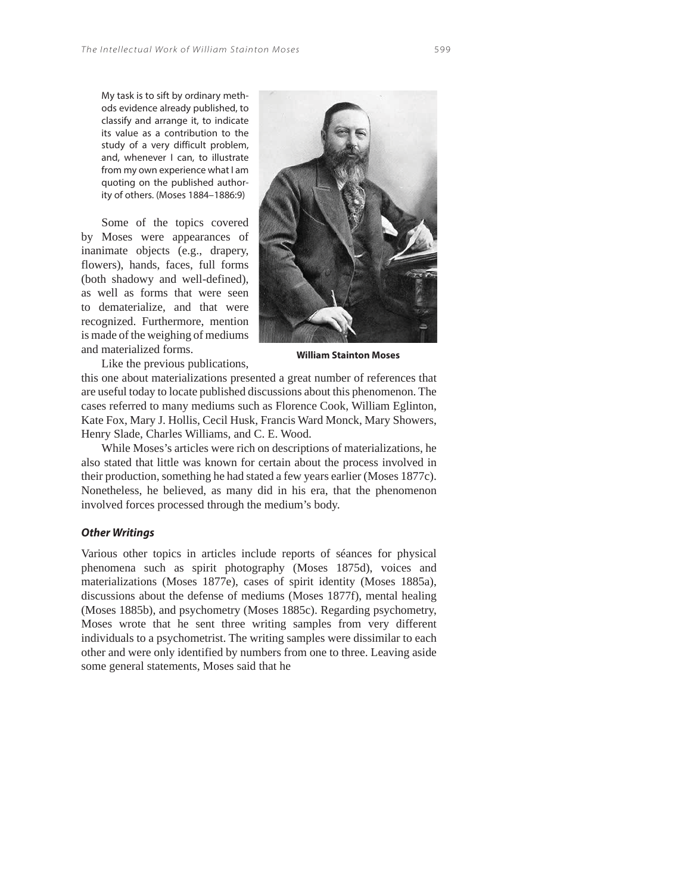> My task is to sift by ordinary methods evidence already published, to classify and arrange it, to indicate its value as a contribution to the study of a very difficult problem, and, whenever I can, to illustrate from my own experience what I am quoting on the published authority of others. (Moses 1884–1886:9)

Some of the topics covered by Moses were appearances of inanimate objects (e.g., drapery, flowers), hands, faces, full forms (both shadowy and well-defined), as well as forms that were seen to dematerialize, and that were recognized. Furthermore, mention is made of the weighing of mediums and materialized forms.

**William Stainton Moses**

Like the previous publications, this one about materializations presented a great number of references that are useful today to locate published discussions about this phenomenon. The cases referred to many mediums such as Florence Cook, William Eglinton, Kate Fox, Mary J. Hollis, Cecil Husk, Francis Ward Monck, Mary Showers, Henry Slade, Charles Williams, and C. E. Wood.

While Moses's articles were rich on descriptions of materializations, he also stated that little was known for certain about the process involved in their production, something he had stated a few years earlier (Moses 1877c). Nonetheless, he believed, as many did in his era, that the phenomenon involved forces processed through the medium's body.

#### *Other Writings*

Various other topics in articles include reports of séances for physical phenomena such as spirit photography (Moses 1875d), voices and materializations (Moses 1877e), cases of spirit identity (Moses 1885a), discussions about the defense of mediums (Moses 1877f), mental healing (Moses 1885b), and psychometry (Moses 1885c). Regarding psychometry, Moses wrote that he sent three writing samples from very different individuals to a psychometrist. The writing samples were dissimilar to each other and were only identified by numbers from one to three. Leaving aside some general statements, Moses said that he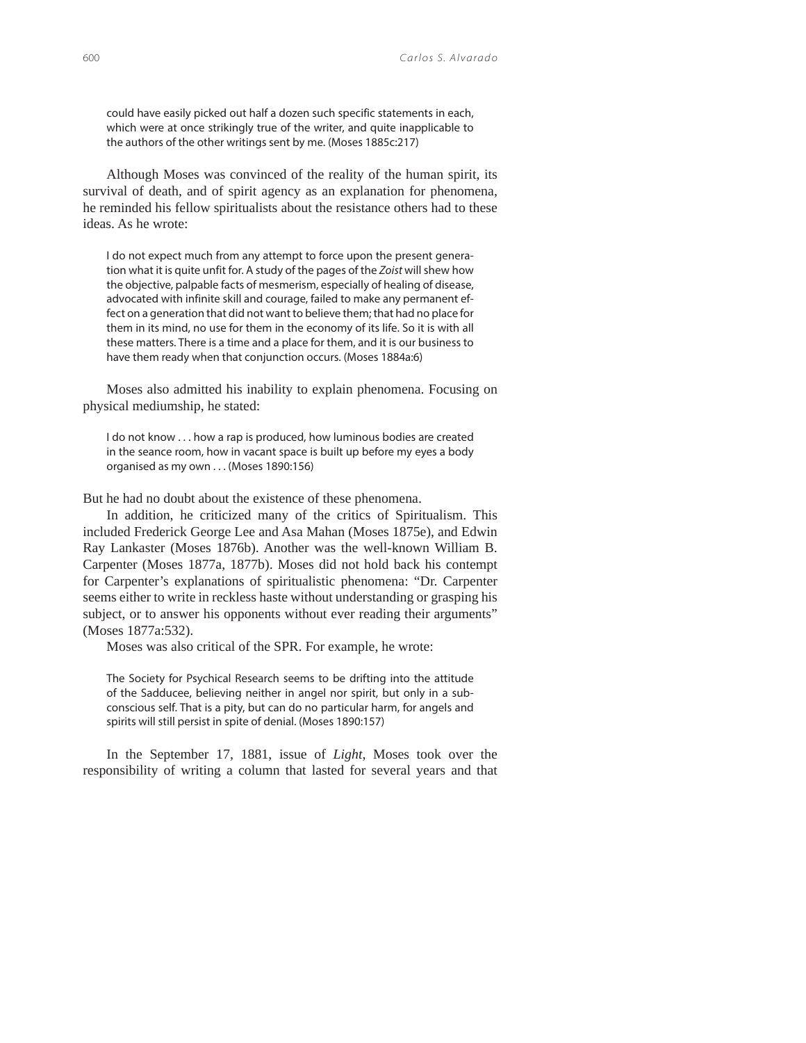> could have easily picked out half a dozen such specific statements in each, which were at once strikingly true of the writer, and quite inapplicable to the authors of the other writings sent by me. (Moses 1885c:217)

Although Moses was convinced of the reality of the human spirit, its survival of death, and of spirit agency as an explanation for phenomena, he reminded his fellow spiritualists about the resistance others had to these ideas. As he wrote:

> I do not expect much from any attempt to force upon the present generation what it is quite unfit for. A study of the pages of the *Zoist* will shew how the objective, palpable facts of mesmerism, especially of healing of disease, advocated with infinite skill and courage, failed to make any permanent effect on a generation that did not want to believe them; that had no place for them in its mind, no use for them in the economy of its life. So it is with all these matters. There is a time and a place for them, and it is our business to have them ready when that conjunction occurs. (Moses 1884a:6)

Moses also admitted his inability to explain phenomena. Focusing on physical mediumship, he stated:

> I do not know . . . how a rap is produced, how luminous bodies are created in the seance room, how in vacant space is built up before my eyes a body organised as my own . . . (Moses 1890:156)

But he had no doubt about the existence of these phenomena.

In addition, he criticized many of the critics of Spiritualism. This included Frederick George Lee and Asa Mahan (Moses 1875e), and Edwin Ray Lankaster (Moses 1876b). Another was the well-known William B. Carpenter (Moses 1877a, 1877b). Moses did not hold back his contempt for Carpenter's explanations of spiritualistic phenomena: "Dr. Carpenter seems either to write in reckless haste without understanding or grasping his subject, or to answer his opponents without ever reading their arguments" (Moses 1877a:532).

Moses was also critical of the SPR. For example, he wrote:

> The Society for Psychical Research seems to be drifting into the attitude of the Sadducee, believing neither in angel nor spirit, but only in a subconscious self. That is a pity, but can do no particular harm, for angels and spirits will still persist in spite of denial. (Moses 1890:157)

In the September 17, 1881, issue of *Light*, Moses took over the responsibility of writing a column that lasted for several years and that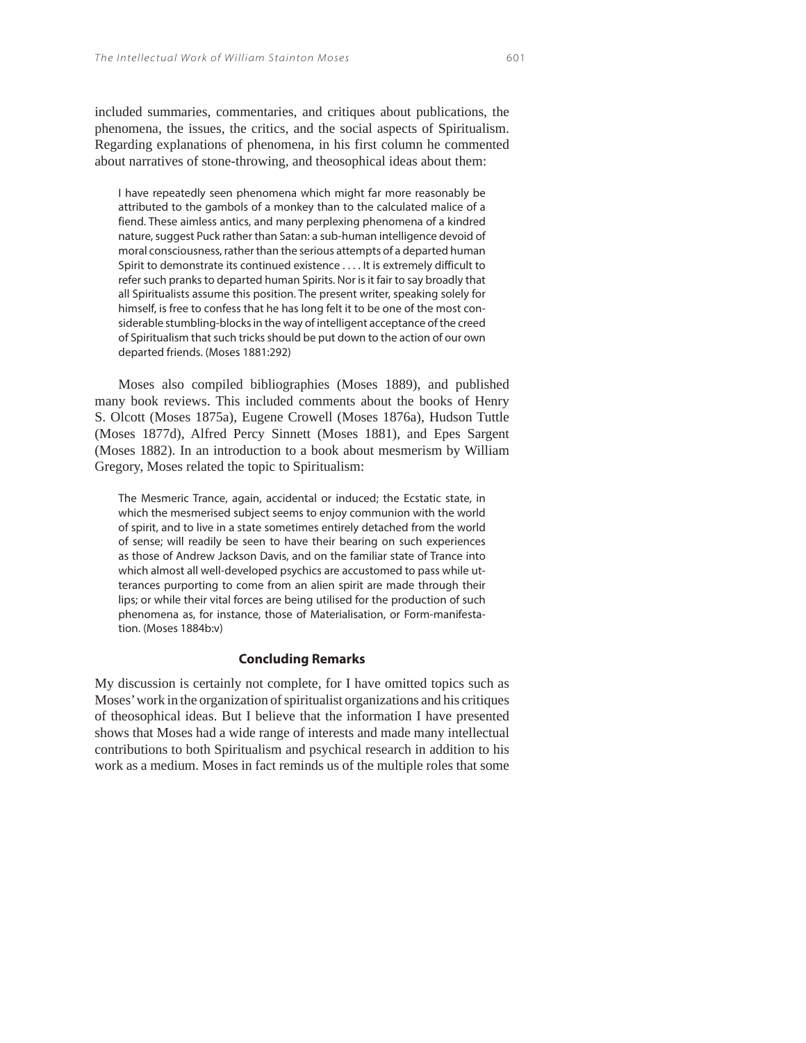included summaries, commentaries, and critiques about publications, the phenomena, the issues, the critics, and the social aspects of Spiritualism. Regarding explanations of phenomena, in his first column he commented about narratives of stone-throwing, and theosophical ideas about them:

> I have repeatedly seen phenomena which might far more reasonably be attributed to the gambols of a monkey than to the calculated malice of a fiend. These aimless antics, and many perplexing phenomena of a kindred nature, suggest Puck rather than Satan: a sub-human intelligence devoid of moral consciousness, rather than the serious attempts of a departed human Spirit to demonstrate its continued existence . . . . It is extremely difficult to refer such pranks to departed human Spirits. Nor is it fair to say broadly that all Spiritualists assume this position. The present writer, speaking solely for himself, is free to confess that he has long felt it to be one of the most considerable stumbling-blocks in the way of intelligent acceptance of the creed of Spiritualism that such tricks should be put down to the action of our own departed friends. (Moses 1881:292)

Moses also compiled bibliographies (Moses 1889), and published many book reviews. This included comments about the books of Henry S. Olcott (Moses 1875a), Eugene Crowell (Moses 1876a), Hudson Tuttle (Moses 1877d), Alfred Percy Sinnett (Moses 1881), and Epes Sargent (Moses 1882). In an introduction to a book about mesmerism by William Gregory, Moses related the topic to Spiritualism:

> The Mesmeric Trance, again, accidental or induced; the Ecstatic state, in which the mesmerised subject seems to enjoy communion with the world of spirit, and to live in a state sometimes entirely detached from the world of sense; will readily be seen to have their bearing on such experiences as those of Andrew Jackson Davis, and on the familiar state of Trance into which almost all well-developed psychics are accustomed to pass while utterances purporting to come from an alien spirit are made through their lips; or while their vital forces are being utilised for the production of such phenomena as, for instance, those of Materialisation, or Form-manifestation. (Moses 1884b:v)

## Concluding Remarks

My discussion is certainly not complete, for I have omitted topics such as Moses' work in the organization of spiritualist organizations and his critiques of theosophical ideas. But I believe that the information I have presented shows that Moses had a wide range of interests and made many intellectual contributions to both Spiritualism and psychical research in addition to his work as a medium. Moses in fact reminds us of the multiple roles that some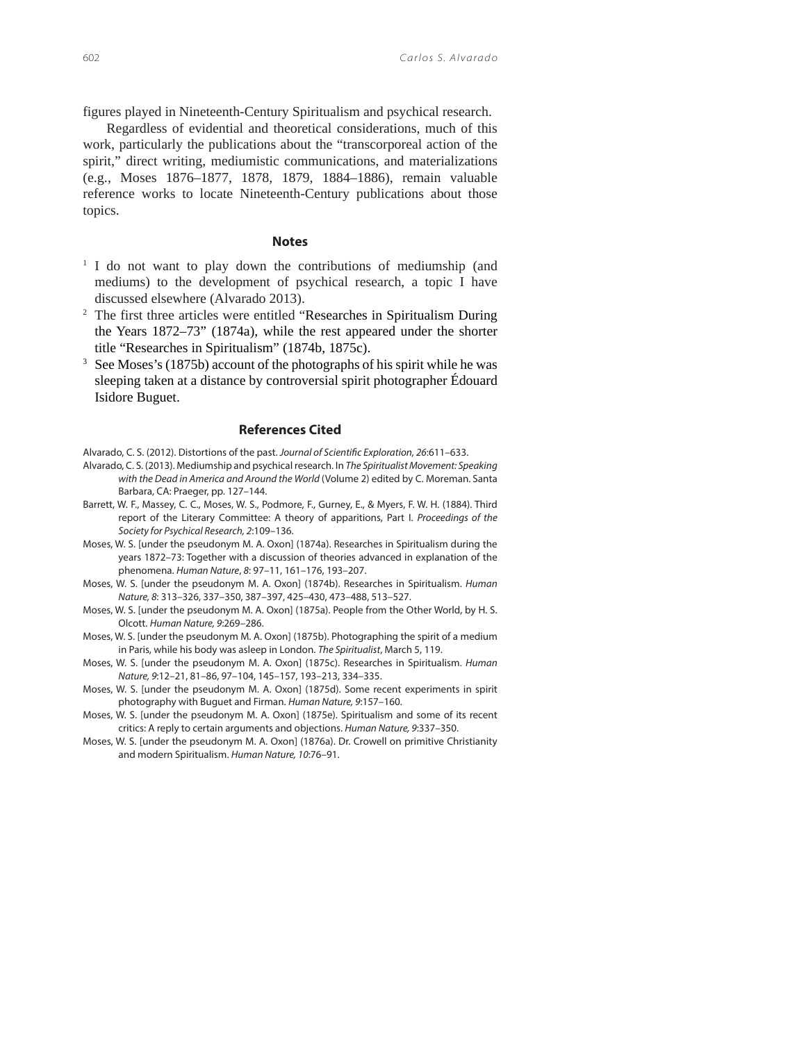figures played in Nineteenth-Century Spiritualism and psychical research.

Regardless of evidential and theoretical considerations, much of this work, particularly the publications about the "transcorporeal action of the spirit," direct writing, mediumistic communications, and materializations (e.g., Moses 1876–1877, 1878, 1879, 1884–1886), remain valuable reference works to locate Nineteenth-Century publications about those topics.

## Notes

[1] I do not want to play down the contributions of mediumship (and mediums) to the development of psychical research, a topic I have discussed elsewhere (Alvarado 2013).

[2] The first three articles were entitled "Researches in Spiritualism During the Years 1872–73" (1874a), while the rest appeared under the shorter title "Researches in Spiritualism" (1874b, 1875c).

[3] See Moses's (1875b) account of the photographs of his spirit while he was sleeping taken at a distance by controversial spirit photographer Édouard Isidore Buguet.

## References Cited

Alvarado, C. S. (2012). Distortions of the past. *Journal of Scientific Exploration, 26*:611–633.

Alvarado, C. S. (2013). Mediumship and psychical research. In *The Spiritualist Movement: Speaking with the Dead in America and Around the World* (Volume 2) edited by C. Moreman. Santa Barbara, CA: Praeger, pp. 127–144.

Barrett, W. F., Massey, C. C., Moses, W. S., Podmore, F., Gurney, E., & Myers, F. W. H. (1884). Third report of the Literary Committee: A theory of apparitions, Part I. *Proceedings of the Society for Psychical Research, 2*:109–136.

Moses, W. S. [under the pseudonym M. A. Oxon] (1874a). Researches in Spiritualism during the years 1872–73: Together with a discussion of theories advanced in explanation of the phenomena. *Human Nature*, *8*: 97–11, 161–176, 193–207.

Moses, W. S. [under the pseudonym M. A. Oxon] (1874b). Researches in Spiritualism. *Human Nature, 8*: 313–326, 337–350, 387–397, 425–430, 473–488, 513–527.

Moses, W. S. [under the pseudonym M. A. Oxon] (1875a). People from the Other World, by H. S. Olcott. *Human Nature, 9*:269–286.

Moses, W. S. [under the pseudonym M. A. Oxon] (1875b). Photographing the spirit of a medium in Paris, while his body was asleep in London. *The Spiritualist*, March 5, 119.

Moses, W. S. [under the pseudonym M. A. Oxon] (1875c). Researches in Spiritualism. *Human Nature, 9*:12–21, 81–86, 97–104, 145–157, 193–213, 334–335.

Moses, W. S. [under the pseudonym M. A. Oxon] (1875d). Some recent experiments in spirit photography with Buguet and Firman. *Human Nature, 9*:157–160.

Moses, W. S. [under the pseudonym M. A. Oxon] (1875e). Spiritualism and some of its recent critics: A reply to certain arguments and objections. *Human Nature, 9*:337–350.

Moses, W. S. [under the pseudonym M. A. Oxon] (1876a). Dr. Crowell on primitive Christianity and modern Spiritualism. *Human Nature, 10*:76–91.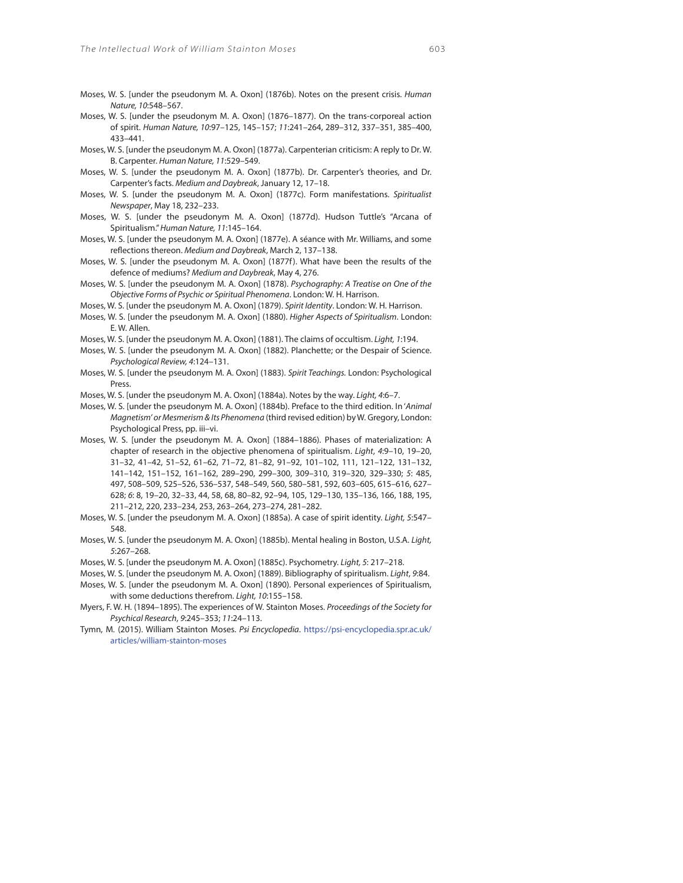Moses, W. S. [under the pseudonym M. A. Oxon] (1876b). Notes on the present crisis. *Human Nature, 10*:548–567.

Moses, W. S. [under the pseudonym M. A. Oxon] (1876–1877). On the trans-corporeal action of spirit. *Human Nature, 10*:97–125, 145–157; *11*:241–264, 289–312, 337–351, 385–400, 433–441.

Moses, W. S. [under the pseudonym M. A. Oxon] (1877a). Carpenterian criticism: A reply to Dr. W. B. Carpenter. *Human Nature, 11*:529–549.

Moses, W. S. [under the pseudonym M. A. Oxon] (1877b). Dr. Carpenter's theories, and Dr. Carpenter's facts. *Medium and Daybreak*, January 12, 17–18.

Moses, W. S. [under the pseudonym M. A. Oxon] (1877c). Form manifestations. *Spiritualist Newspaper*, May 18, 232–233.

Moses, W. S. [under the pseudonym M. A. Oxon] (1877d). Hudson Tuttle's "Arcana of Spiritualism." *Human Nature, 11*:145–164.

Moses, W. S. [under the pseudonym M. A. Oxon] (1877e). A séance with Mr. Williams, and some reflections thereon. *Medium and Daybreak*, March 2, 137–138.

Moses, W. S. [under the pseudonym M. A. Oxon] (1877f). What have been the results of the defence of mediums? *Medium and Daybreak*, May 4, 276.

Moses, W. S. [under the pseudonym M. A. Oxon] (1878). *Psychography: A Treatise on One of the Objective Forms of Psychic or Spiritual Phenomena*. London: W. H. Harrison.

Moses, W. S. [under the pseudonym M. A. Oxon] (1879). *Spirit Identity*. London: W. H. Harrison.

Moses, W. S. [under the pseudonym M. A. Oxon] (1880). *Higher Aspects of Spiritualism*. London: E. W. Allen.

Moses, W. S. [under the pseudonym M. A. Oxon] (1881). The claims of occultism. *Light, 1*:194.

Moses, W. S. [under the pseudonym M. A. Oxon] (1882). Planchette; or the Despair of Science. *Psychological Review, 4*:124–131.

Moses, W. S. [under the pseudonym M. A. Oxon] (1883). *Spirit Teachings.* London: Psychological Press.

Moses, W. S. [under the pseudonym M. A. Oxon] (1884a). Notes by the way. *Light, 4*:6–7.

Moses, W. S. [under the pseudonym M. A. Oxon] (1884b). Preface to the third edition. In *'Animal Magnetism' or Mesmerism & Its Phenomena* (third revised edition) by W. Gregory, London: Psychological Press, pp. iii–vi.

Moses, W. S. [under the pseudonym M. A. Oxon] (1884–1886). Phases of materialization: A chapter of research in the objective phenomena of spiritualism. *Light*, *4*:9–10, 19–20, 31–32, 41–42, 51–52, 61–62, 71–72, 81–82, 91–92, 101–102, 111, 121–122, 131–132, 141–142, 151–152, 161–162, 289–290, 299–300, 309–310, 319–320, 329–330; *5*: 485, 497, 508–509, 525–526, 536–537, 548–549, 560, 580–581, 592, 603–605, 615–616, 627–628; *6*: 8, 19–20, 32–33, 44, 58, 68, 80–82, 92–94, 105, 129–130, 135–136, 166, 188, 195, 211–212, 220, 233–234, 253, 263–264, 273–274, 281–282.

Moses, W. S. [under the pseudonym M. A. Oxon] (1885a). A case of spirit identity. *Light, 5*:547–548.

Moses, W. S. [under the pseudonym M. A. Oxon] (1885b). Mental healing in Boston, U.S.A. *Light, 5*:267–268.

Moses, W. S. [under the pseudonym M. A. Oxon] (1885c). Psychometry. *Light, 5*: 217–218.

Moses, W. S. [under the pseudonym M. A. Oxon] (1889). Bibliography of spiritualism. *Light*, *9*:84.

Moses, W. S. [under the pseudonym M. A. Oxon] (1890). Personal experiences of Spiritualism, with some deductions therefrom. *Light, 10*:155–158.

Myers, F. W. H. (1894–1895). The experiences of W. Stainton Moses. *Proceedings of the Society for Psychical Research*, *9*:245–353; *11*:24–113.

Tymn, M. (2015). William Stainton Moses. *Psi Encyclopedia*. https://psi-encyclopedia.spr.ac.uk/articles/william-stainton-moses